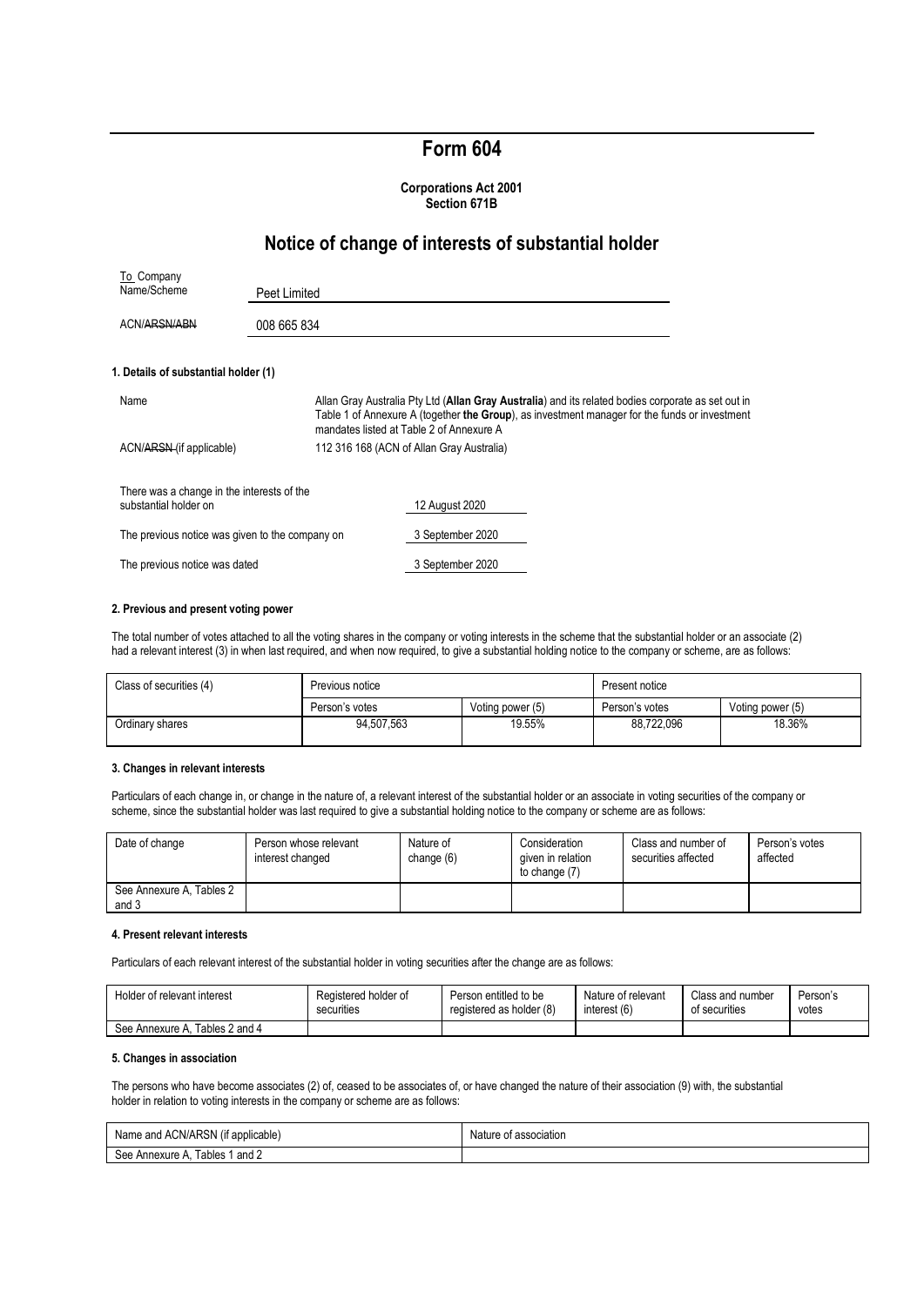# Form 604

**Corporations Act 2001**
**Section 671B**

## Notice of change of interests of substantial holder

To Company Name/Scheme: Peet Limited

ACN/~~ARSN/ABN~~: 008 665 834

### 1. Details of substantial holder (1)

Name: Allan Gray Australia Pty Ltd (**Allan Gray Australia**) and its related bodies corporate as set out in Table 1 of Annexure A (together **the Group**), as investment manager for the funds or investment mandates listed at Table 2 of Annexure A

ACN/~~ARSN~~ (if applicable): 112 316 168 (ACN of Allan Gray Australia)

There was a change in the interests of the substantial holder on: 12 August 2020

The previous notice was given to the company on: 3 September 2020

The previous notice was dated: 3 September 2020

### 2. Previous and present voting power

The total number of votes attached to all the voting shares in the company or voting interests in the scheme that the substantial holder or an associate (2) had a relevant interest (3) in when last required, and when now required, to give a substantial holding notice to the company or scheme, are as follows:

| Class of securities (4) | Previous notice | | Present notice | |
|---|---|---|---|---|
| | Person's votes | Voting power (5) | Person's votes | Voting power (5) |
| Ordinary shares | 94,507,563 | 19.55% | 88,722,096 | 18.36% |

### 3. Changes in relevant interests

Particulars of each change in, or change in the nature of, a relevant interest of the substantial holder or an associate in voting securities of the company or scheme, since the substantial holder was last required to give a substantial holding notice to the company or scheme are as follows:

| Date of change | Person whose relevant interest changed | Nature of change (6) | Consideration given in relation to change (7) | Class and number of securities affected | Person's votes affected |
|---|---|---|---|---|---|
| See Annexure A, Tables 2 and 3 | | | | | |

### 4. Present relevant interests

Particulars of each relevant interest of the substantial holder in voting securities after the change are as follows:

| Holder of relevant interest | Registered holder of securities | Person entitled to be registered as holder (8) | Nature of relevant interest (6) | Class and number of securities | Person's votes |
|---|---|---|---|---|---|
| See Annexure A, Tables 2 and 4 | | | | | |

### 5. Changes in association

The persons who have become associates (2) of, ceased to be associates of, or have changed the nature of their association (9) with, the substantial holder in relation to voting interests in the company or scheme are as follows:

| Name and ACN/ARSN (if applicable) | Nature of association |
|---|---|
| See Annexure A, Tables 1 and 2 | |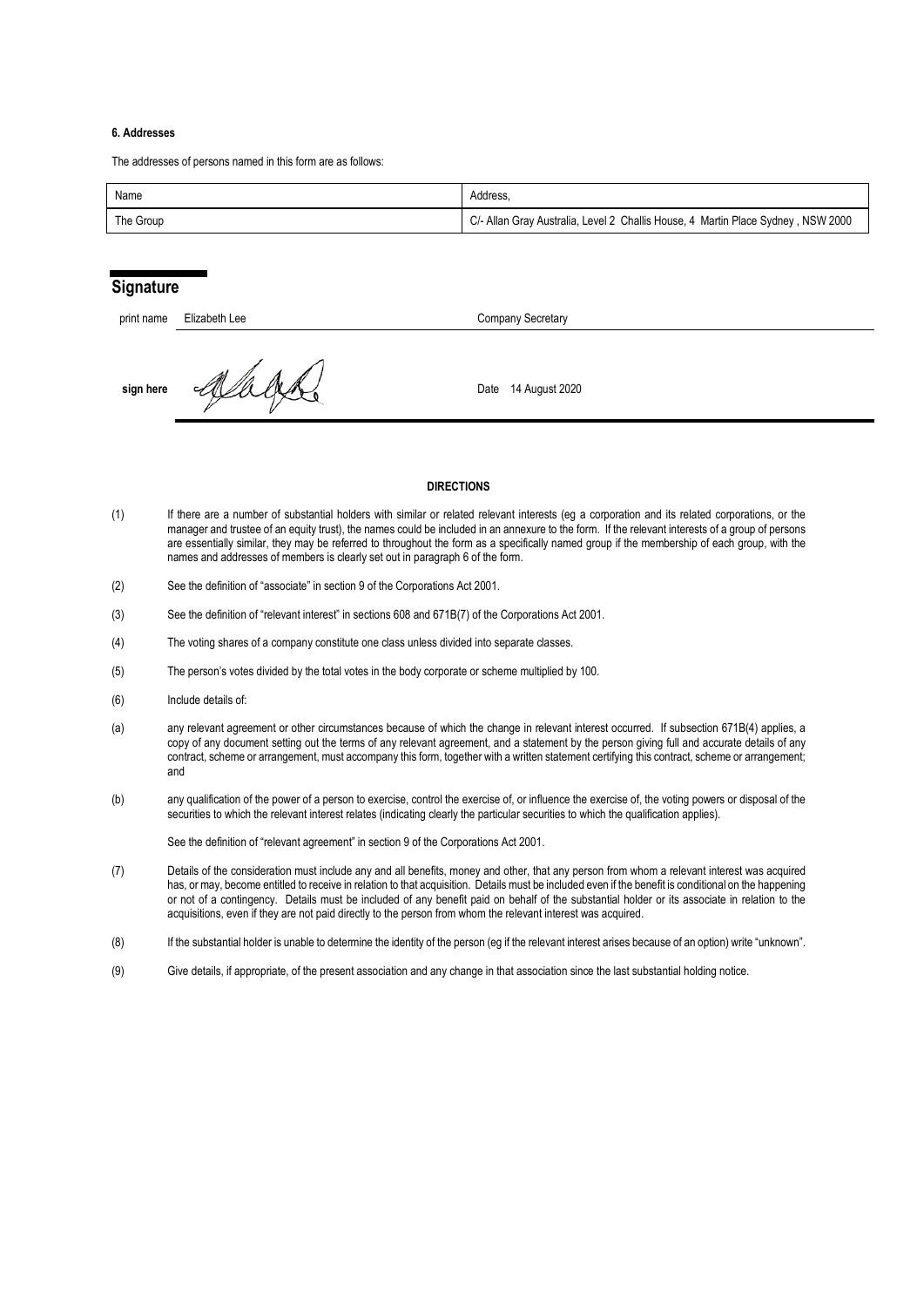#### 6. Addresses

The addresses of persons named in this form are as follows:

| Name | Address, |
| --- | --- |
| The Group | C/- Allan Gray Australia, Level 2 Challis House, 4 Martin Place Sydney , NSW 2000 |

## Signature

print name Elizabeth Lee Company Secretary

sign here Date 14 August 2020

#### DIRECTIONS

(1) If there are a number of substantial holders with similar or related relevant interests (eg a corporation and its related corporations, or the manager and trustee of an equity trust), the names could be included in an annexure to the form. If the relevant interests of a group of persons are essentially similar, they may be referred to throughout the form as a specifically named group if the membership of each group, with the names and addresses of members is clearly set out in paragraph 6 of the form.

(2) See the definition of "associate" in section 9 of the Corporations Act 2001.

(3) See the definition of "relevant interest" in sections 608 and 671B(7) of the Corporations Act 2001.

(4) The voting shares of a company constitute one class unless divided into separate classes.

(5) The person's votes divided by the total votes in the body corporate or scheme multiplied by 100.

(6) Include details of:

(a) any relevant agreement or other circumstances because of which the change in relevant interest occurred. If subsection 671B(4) applies, a copy of any document setting out the terms of any relevant agreement, and a statement by the person giving full and accurate details of any contract, scheme or arrangement, must accompany this form, together with a written statement certifying this contract, scheme or arrangement; and

(b) any qualification of the power of a person to exercise, control the exercise of, or influence the exercise of, the voting powers or disposal of the securities to which the relevant interest relates (indicating clearly the particular securities to which the qualification applies).

See the definition of "relevant agreement" in section 9 of the Corporations Act 2001.

(7) Details of the consideration must include any and all benefits, money and other, that any person from whom a relevant interest was acquired has, or may, become entitled to receive in relation to that acquisition. Details must be included even if the benefit is conditional on the happening or not of a contingency. Details must be included of any benefit paid on behalf of the substantial holder or its associate in relation to the acquisitions, even if they are not paid directly to the person from whom the relevant interest was acquired.

(8) If the substantial holder is unable to determine the identity of the person (eg if the relevant interest arises because of an option) write "unknown".

(9) Give details, if appropriate, of the present association and any change in that association since the last substantial holding notice.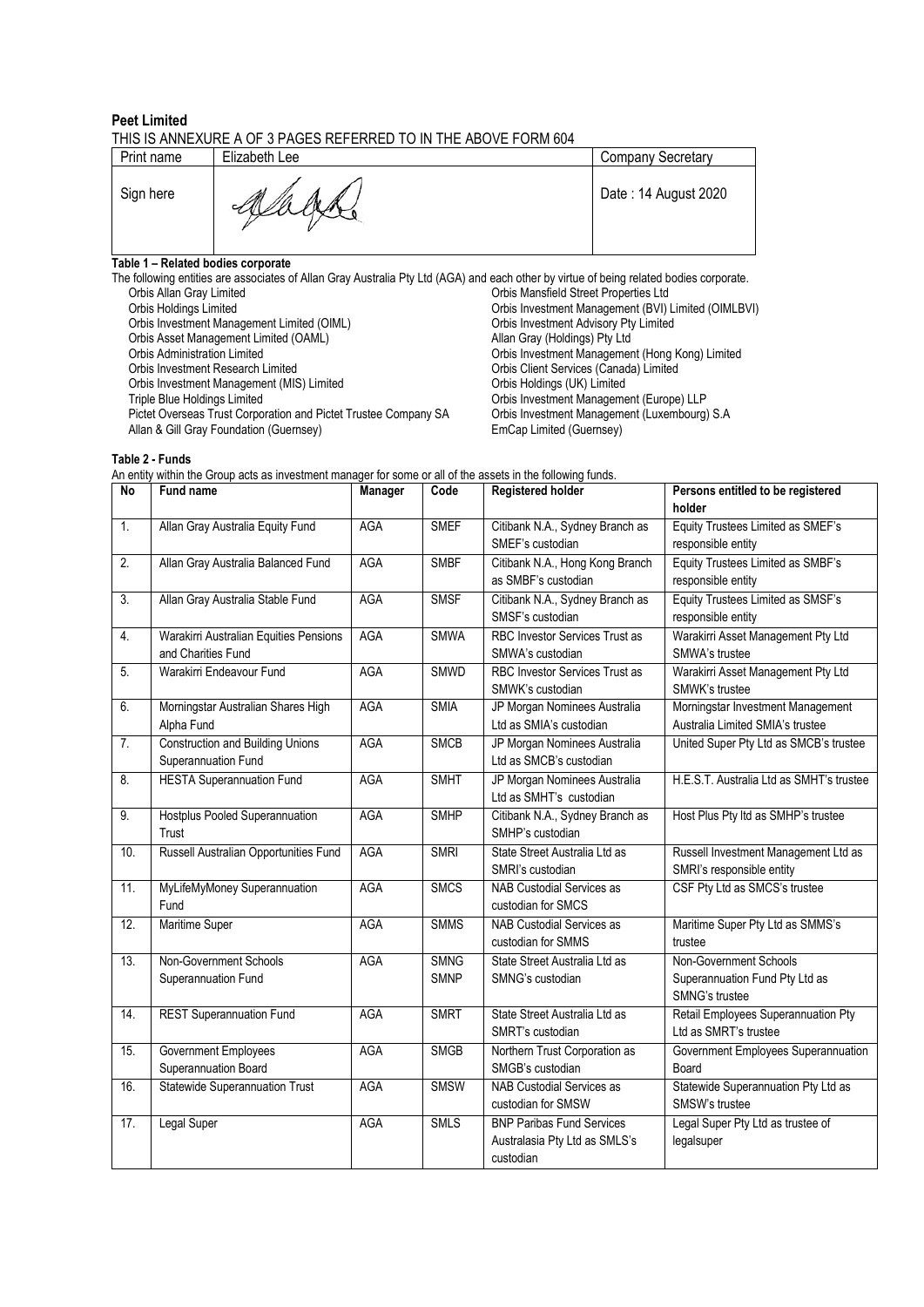**Peet Limited**

THIS IS ANNEXURE A OF 3 PAGES REFERRED TO IN THE ABOVE FORM 604

| Print name | Elizabeth Lee | Company Secretary |
|---|---|---|
| Sign here | | Date : 14 August 2020 |

**Table 1 – Related bodies corporate**

The following entities are associates of Allan Gray Australia Pty Ltd (AGA) and each other by virtue of being related bodies corporate.

Orbis Allan Gray Limited
Orbis Holdings Limited
Orbis Investment Management Limited (OIML)
Orbis Asset Management Limited (OAML)
Orbis Administration Limited
Orbis Investment Research Limited
Orbis Investment Management (MIS) Limited
Triple Blue Holdings Limited
Pictet Overseas Trust Corporation and Pictet Trustee Company SA
Allan & Gill Gray Foundation (Guernsey)
Orbis Mansfield Street Properties Ltd
Orbis Investment Management (BVI) Limited (OIMLBVI)
Orbis Investment Advisory Pty Limited
Allan Gray (Holdings) Pty Ltd
Orbis Investment Management (Hong Kong) Limited
Orbis Client Services (Canada) Limited
Orbis Holdings (UK) Limited
Orbis Investment Management (Europe) LLP
Orbis Investment Management (Luxembourg) S.A
EmCap Limited (Guernsey)

**Table 2 - Funds**

An entity within the Group acts as investment manager for some or all of the assets in the following funds.

| No | Fund name | Manager | Code | Registered holder | Persons entitled to be registered holder |
|---|---|---|---|---|---|
| 1. | Allan Gray Australia Equity Fund | AGA | SMEF | Citibank N.A., Sydney Branch as SMEF's custodian | Equity Trustees Limited as SMEF's responsible entity |
| 2. | Allan Gray Australia Balanced Fund | AGA | SMBF | Citibank N.A., Hong Kong Branch as SMBF's custodian | Equity Trustees Limited as SMBF's responsible entity |
| 3. | Allan Gray Australia Stable Fund | AGA | SMSF | Citibank N.A., Sydney Branch as SMSF's custodian | Equity Trustees Limited as SMSF's responsible entity |
| 4. | Warakirri Australian Equities Pensions and Charities Fund | AGA | SMWA | RBC Investor Services Trust as SMWA's custodian | Warakirri Asset Management Pty Ltd SMWA's trustee |
| 5. | Warakirri Endeavour Fund | AGA | SMWD | RBC Investor Services Trust as SMWK's custodian | Warakirri Asset Management Pty Ltd SMWK's trustee |
| 6. | Morningstar Australian Shares High Alpha Fund | AGA | SMIA | JP Morgan Nominees Australia Ltd as SMIA's custodian | Morningstar Investment Management Australia Limited SMIA's trustee |
| 7. | Construction and Building Unions Superannuation Fund | AGA | SMCB | JP Morgan Nominees Australia Ltd as SMCB's custodian | United Super Pty Ltd as SMCB's trustee |
| 8. | HESTA Superannuation Fund | AGA | SMHT | JP Morgan Nominees Australia Ltd as SMHT's custodian | H.E.S.T. Australia Ltd as SMHT's trustee |
| 9. | Hostplus Pooled Superannuation Trust | AGA | SMHP | Citibank N.A., Sydney Branch as SMHP's custodian | Host Plus Pty ltd as SMHP's trustee |
| 10. | Russell Australian Opportunities Fund | AGA | SMRI | State Street Australia Ltd as SMRI's custodian | Russell Investment Management Ltd as SMRI's responsible entity |
| 11. | MyLifeMyMoney Superannuation Fund | AGA | SMCS | NAB Custodial Services as custodian for SMCS | CSF Pty Ltd as SMCS's trustee |
| 12. | Maritime Super | AGA | SMMS | NAB Custodial Services as custodian for SMMS | Maritime Super Pty Ltd as SMMS's trustee |
| 13. | Non-Government Schools Superannuation Fund | AGA | SMNG SMNP | State Street Australia Ltd as SMNG's custodian | Non-Government Schools Superannuation Fund Pty Ltd as SMNG's trustee |
| 14. | REST Superannuation Fund | AGA | SMRT | State Street Australia Ltd as SMRT's custodian | Retail Employees Superannuation Pty Ltd as SMRT's trustee |
| 15. | Government Employees Superannuation Board | AGA | SMGB | Northern Trust Corporation as SMGB's custodian | Government Employees Superannuation Board |
| 16. | Statewide Superannuation Trust | AGA | SMSW | NAB Custodial Services as custodian for SMSW | Statewide Superannuation Pty Ltd as SMSW's trustee |
| 17. | Legal Super | AGA | SMLS | BNP Paribas Fund Services Australasia Pty Ltd as SMLS's custodian | Legal Super Pty Ltd as trustee of legalsuper |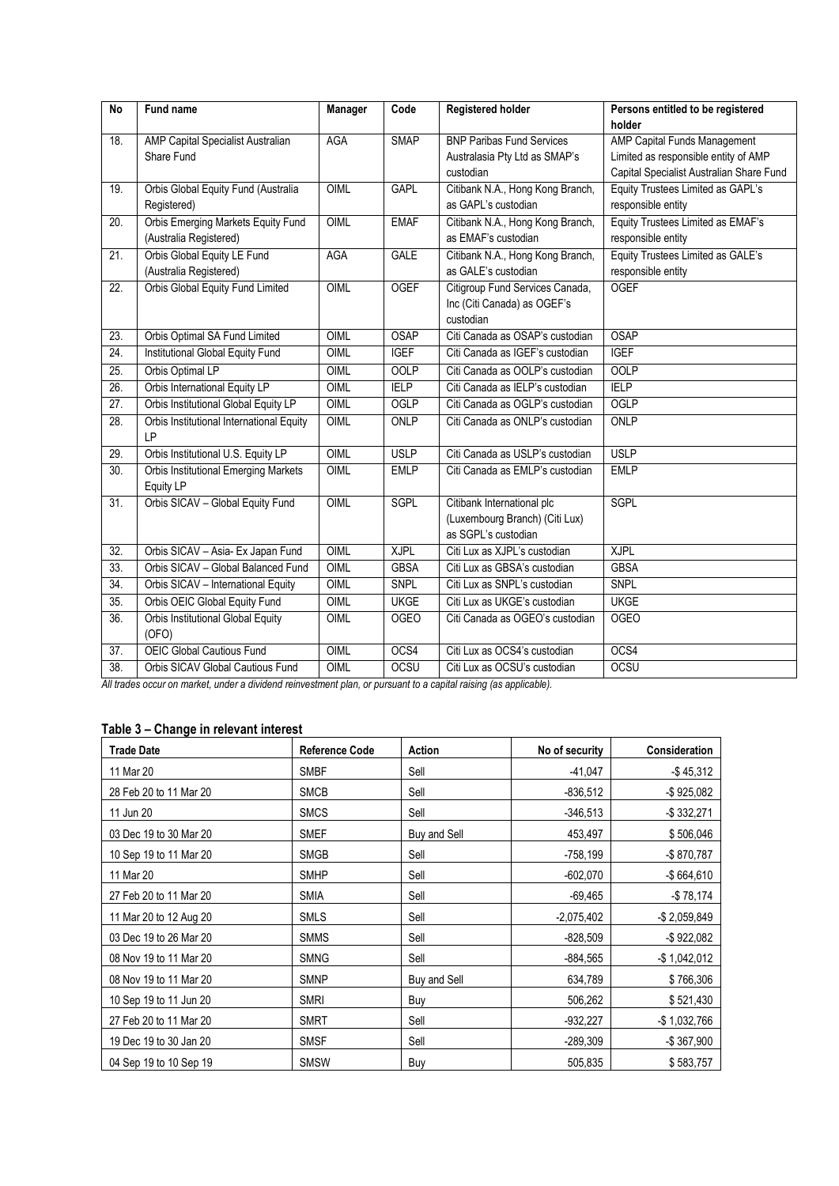| No | Fund name | Manager | Code | Registered holder | Persons entitled to be registered holder |
|---|---|---|---|---|---|
| 18. | AMP Capital Specialist Australian Share Fund | AGA | SMAP | BNP Paribas Fund Services Australasia Pty Ltd as SMAP's custodian | AMP Capital Funds Management Limited as responsible entity of AMP Capital Specialist Australian Share Fund |
| 19. | Orbis Global Equity Fund (Australia Registered) | OIML | GAPL | Citibank N.A., Hong Kong Branch, as GAPL's custodian | Equity Trustees Limited as GAPL's responsible entity |
| 20. | Orbis Emerging Markets Equity Fund (Australia Registered) | OIML | EMAF | Citibank N.A., Hong Kong Branch, as EMAF's custodian | Equity Trustees Limited as EMAF's responsible entity |
| 21. | Orbis Global Equity LE Fund (Australia Registered) | AGA | GALE | Citibank N.A., Hong Kong Branch, as GALE's custodian | Equity Trustees Limited as GALE's responsible entity |
| 22. | Orbis Global Equity Fund Limited | OIML | OGEF | Citigroup Fund Services Canada, Inc (Citi Canada) as OGEF's custodian | OGEF |
| 23. | Orbis Optimal SA Fund Limited | OIML | OSAP | Citi Canada as OSAP's custodian | OSAP |
| 24. | Institutional Global Equity Fund | OIML | IGEF | Citi Canada as IGEF's custodian | IGEF |
| 25. | Orbis Optimal LP | OIML | OOLP | Citi Canada as OOLP's custodian | OOLP |
| 26. | Orbis International Equity LP | OIML | IELP | Citi Canada as IELP's custodian | IELP |
| 27. | Orbis Institutional Global Equity LP | OIML | OGLP | Citi Canada as OGLP's custodian | OGLP |
| 28. | Orbis Institutional International Equity LP | OIML | ONLP | Citi Canada as ONLP's custodian | ONLP |
| 29. | Orbis Institutional U.S. Equity LP | OIML | USLP | Citi Canada as USLP's custodian | USLP |
| 30. | Orbis Institutional Emerging Markets Equity LP | OIML | EMLP | Citi Canada as EMLP's custodian | EMLP |
| 31. | Orbis SICAV – Global Equity Fund | OIML | SGPL | Citibank International plc (Luxembourg Branch) (Citi Lux) as SGPL's custodian | SGPL |
| 32. | Orbis SICAV – Asia- Ex Japan Fund | OIML | XJPL | Citi Lux as XJPL's custodian | XJPL |
| 33. | Orbis SICAV – Global Balanced Fund | OIML | GBSA | Citi Lux as GBSA's custodian | GBSA |
| 34. | Orbis SICAV – International Equity | OIML | SNPL | Citi Lux as SNPL's custodian | SNPL |
| 35. | Orbis OEIC Global Equity Fund | OIML | UKGE | Citi Lux as UKGE's custodian | UKGE |
| 36. | Orbis Institutional Global Equity (OFO) | OIML | OGEO | Citi Canada as OGEO's custodian | OGEO |
| 37. | OEIC Global Cautious Fund | OIML | OCS4 | Citi Lux as OCS4's custodian | OCS4 |
| 38. | Orbis SICAV Global Cautious Fund | OIML | OCSU | Citi Lux as OCSU's custodian | OCSU |

*All trades occur on market, under a dividend reinvestment plan, or pursuant to a capital raising (as applicable).*

## Table 3 – Change in relevant interest

| Trade Date | Reference Code | Action | No of security | Consideration |
|---|---|---|---|---|
| 11 Mar 20 | SMBF | Sell | -41,047 | -$ 45,312 |
| 28 Feb 20 to 11 Mar 20 | SMCB | Sell | -836,512 | -$ 925,082 |
| 11 Jun 20 | SMCS | Sell | -346,513 | -$ 332,271 |
| 03 Dec 19 to 30 Mar 20 | SMEF | Buy and Sell | 453,497 | $ 506,046 |
| 10 Sep 19 to 11 Mar 20 | SMGB | Sell | -758,199 | -$ 870,787 |
| 11 Mar 20 | SMHP | Sell | -602,070 | -$ 664,610 |
| 27 Feb 20 to 11 Mar 20 | SMIA | Sell | -69,465 | -$ 78,174 |
| 11 Mar 20 to 12 Aug 20 | SMLS | Sell | -2,075,402 | -$ 2,059,849 |
| 03 Dec 19 to 26 Mar 20 | SMMS | Sell | -828,509 | -$ 922,082 |
| 08 Nov 19 to 11 Mar 20 | SMNG | Sell | -884,565 | -$ 1,042,012 |
| 08 Nov 19 to 11 Mar 20 | SMNP | Buy and Sell | 634,789 | $ 766,306 |
| 10 Sep 19 to 11 Jun 20 | SMRI | Buy | 506,262 | $ 521,430 |
| 27 Feb 20 to 11 Mar 20 | SMRT | Sell | -932,227 | -$ 1,032,766 |
| 19 Dec 19 to 30 Jan 20 | SMSF | Sell | -289,309 | -$ 367,900 |
| 04 Sep 19 to 10 Sep 19 | SMSW | Buy | 505,835 | $ 583,757 |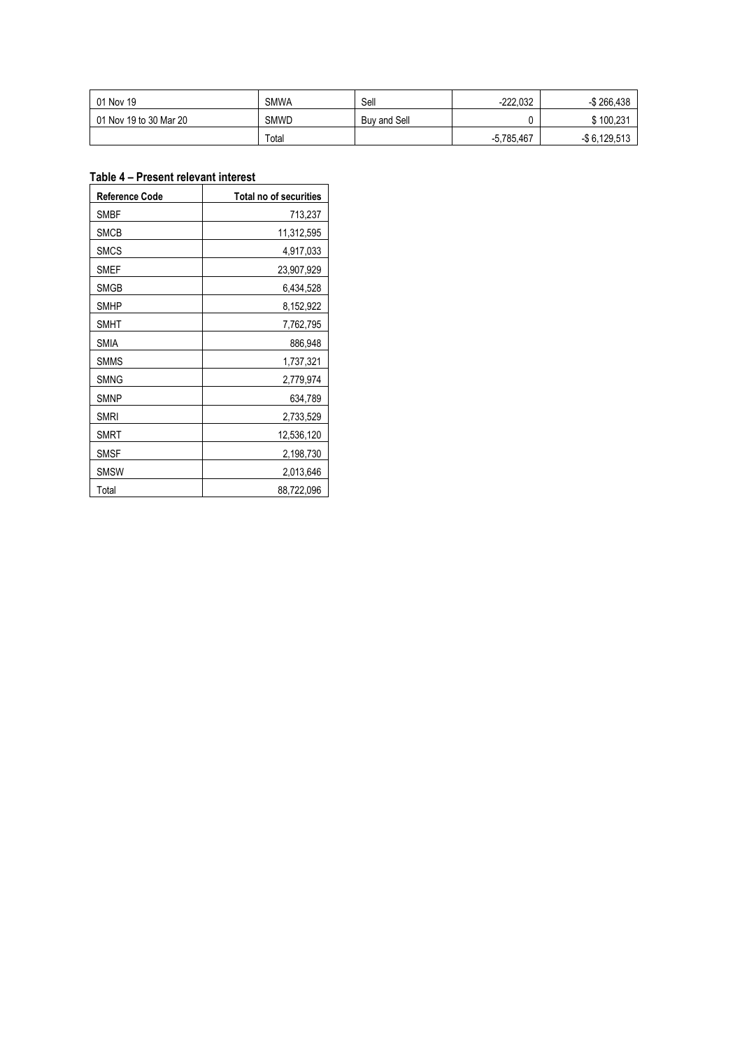| | | | | |
|---|---|---|---|---|
| 01 Nov 19 | SMWA | Sell | -222,032 | -$ 266,438 |
| 01 Nov 19 to 30 Mar 20 | SMWD | Buy and Sell | 0 | $ 100,231 |
| | Total | | -5,785,467 | -$ 6,129,513 |

**Table 4 – Present relevant interest**

| Reference Code | Total no of securities |
|---|---|
| SMBF | 713,237 |
| SMCB | 11,312,595 |
| SMCS | 4,917,033 |
| SMEF | 23,907,929 |
| SMGB | 6,434,528 |
| SMHP | 8,152,922 |
| SMHT | 7,762,795 |
| SMIA | 886,948 |
| SMMS | 1,737,321 |
| SMNG | 2,779,974 |
| SMNP | 634,789 |
| SMRI | 2,733,529 |
| SMRT | 12,536,120 |
| SMSF | 2,198,730 |
| SMSW | 2,013,646 |
| Total | 88,722,096 |